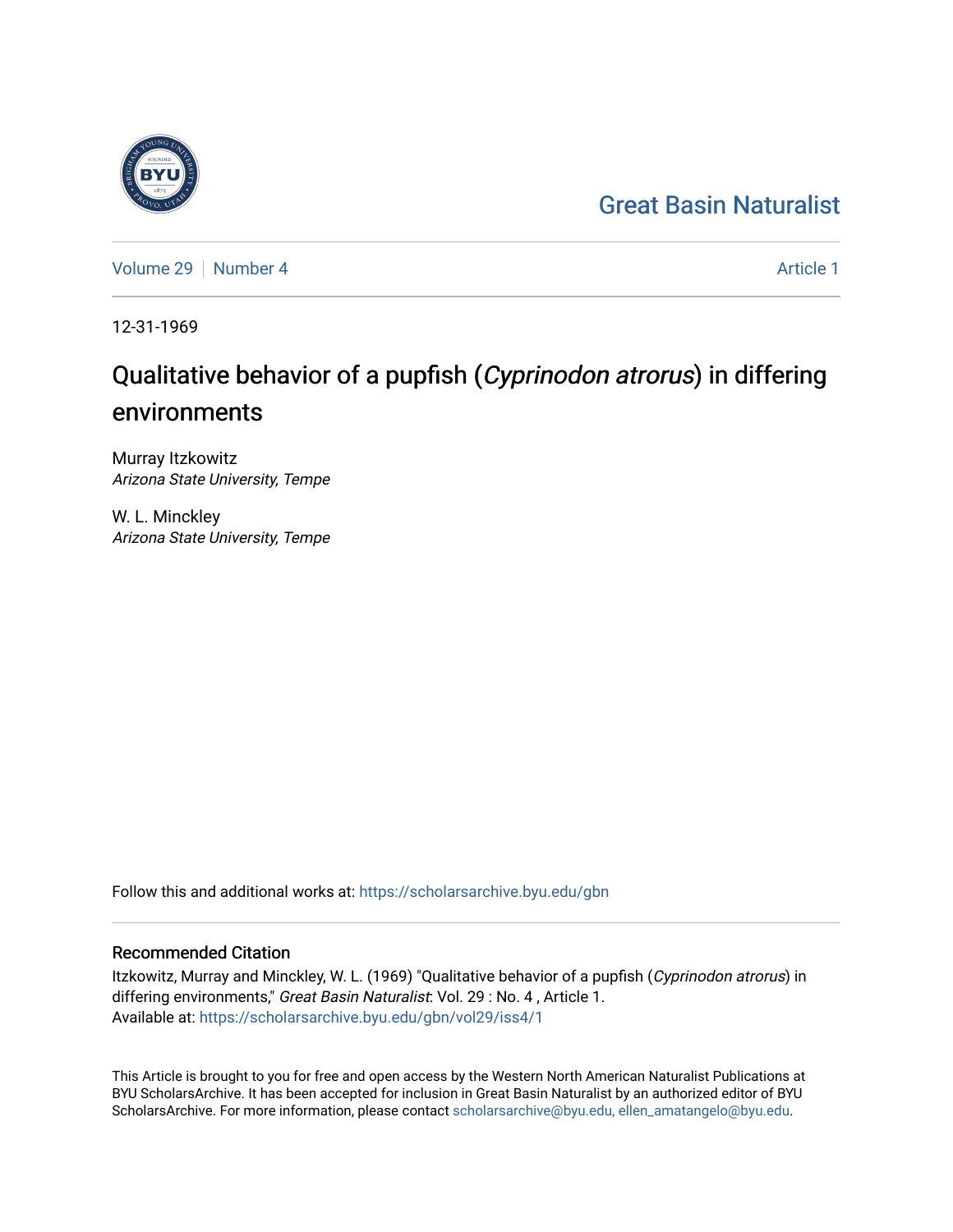Great Basin Naturalist

Volume 29 | Number 4 | Article 1

12-31-1969

# Qualitative behavior of a pupfish (*Cyprinodon atrorus*) in differing environments

Murray Itzkowitz
*Arizona State University, Tempe*

W. L. Minckley
*Arizona State University, Tempe*

Follow this and additional works at: https://scholarsarchive.byu.edu/gbn

## Recommended Citation

Itzkowitz, Murray and Minckley, W. L. (1969) "Qualitative behavior of a pupfish (*Cyprinodon atrorus*) in differing environments," *Great Basin Naturalist*: Vol. 29 : No. 4 , Article 1.
Available at: https://scholarsarchive.byu.edu/gbn/vol29/iss4/1

This Article is brought to you for free and open access by the Western North American Naturalist Publications at BYU ScholarsArchive. It has been accepted for inclusion in Great Basin Naturalist by an authorized editor of BYU ScholarsArchive. For more information, please contact scholarsarchive@byu.edu, ellen_amatangelo@byu.edu.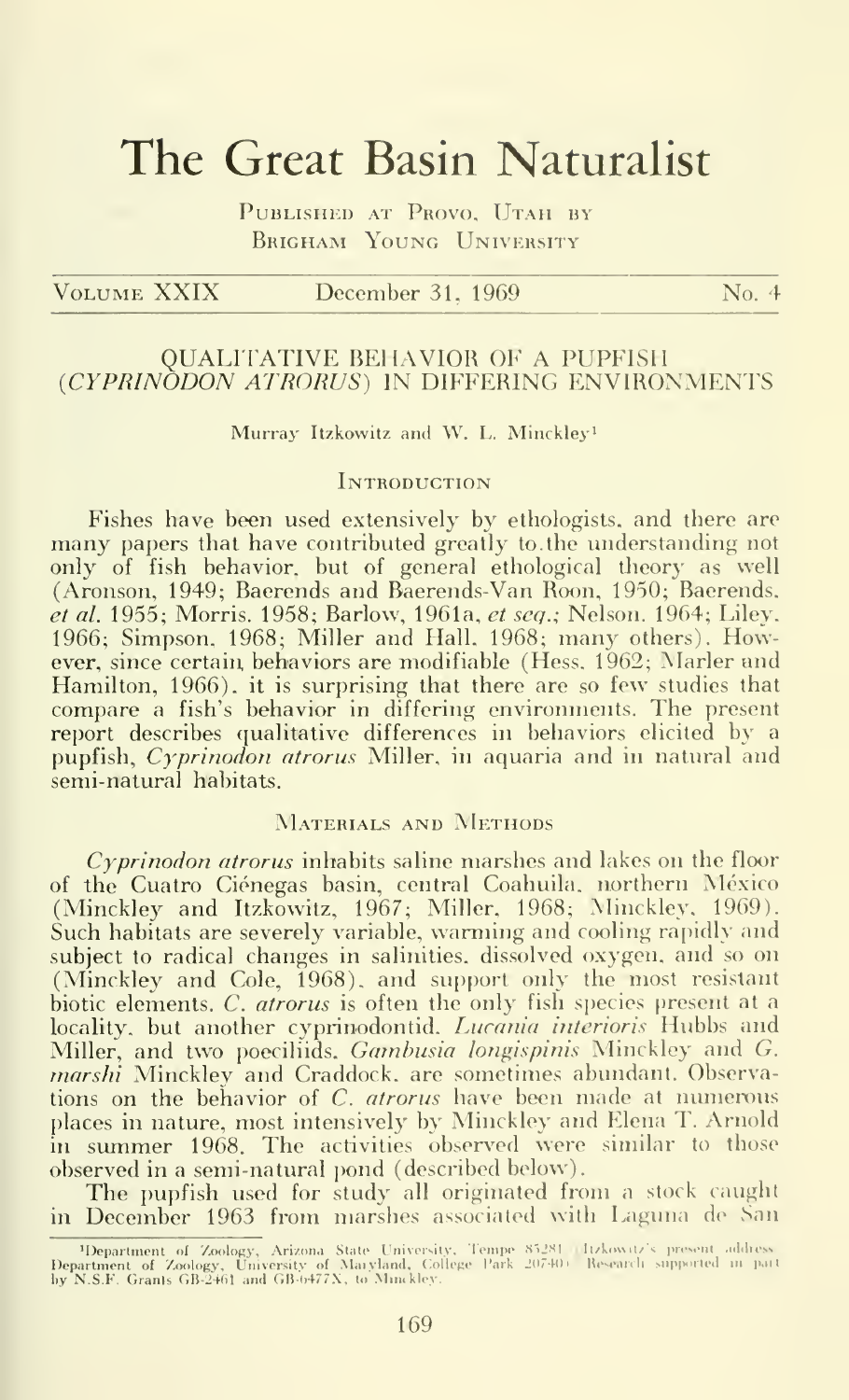# The Great Basin Naturalist

Published at Provo, Utah by
Brigham Young University

Volume XXIX December 31, 1969 No. 4

## QUALITATIVE BEHAVIOR OF A PUPFISH (*CYPRINODON ATRORUS*) IN DIFFERING ENVIRONMENTS

Murray Itzkowitz and W. L. Minckley[1]

### Introduction

Fishes have been used extensively by ethologists, and there are many papers that have contributed greatly to the understanding not only of fish behavior, but of general ethological theory as well (Aronson, 1949; Baerends and Baerends-Van Roon, 1950; Baerends, *et al.* 1955; Morris, 1958; Barlow, 1961a, *et seq.*; Nelson, 1964; Liley, 1966; Simpson, 1968; Miller and Hall, 1968; many others). However, since certain behaviors are modifiable (Hess, 1962; Marler and Hamilton, 1966), it is surprising that there are so few studies that compare a fish's behavior in differing environments. The present report describes qualitative differences in behaviors elicited by a pupfish, *Cyprinodon atrorus* Miller, in aquaria and in natural and semi-natural habitats.

### Materials and Methods

*Cyprinodon atrorus* inhabits saline marshes and lakes on the floor of the Cuatro Ciénegas basin, central Coahuila, northern México (Minckley and Itzkowitz, 1967; Miller, 1968; Minckley, 1969). Such habitats are severely variable, warming and cooling rapidly and subject to radical changes in salinities, dissolved oxygen, and so on (Minckley and Cole, 1968), and support only the most resistant biotic elements. *C. atrorus* is often the only fish species present at a locality, but another cyprinodontid, *Lucania interioris* Hubbs and Miller, and two poeciliids, *Gambusia longispinis* Minckley and *G. marshi* Minckley and Craddock, are sometimes abundant. Observations on the behavior of *C. atrorus* have been made at numerous places in nature, most intensively by Minckley and Elena T. Arnold in summer 1968. The activities observed were similar to those observed in a semi-natural pond (described below).

The pupfish used for study all originated from a stock caught in December 1963 from marshes associated with Laguna de San

[1]Department of Zoology, Arizona State University, Tempe 85281 (Itzkowitz's present address Department of Zoology, University of Maryland, College Park 20740). Research supported in part by N.S.F. Grants GB-2461 and GB-6477X, to Minckley.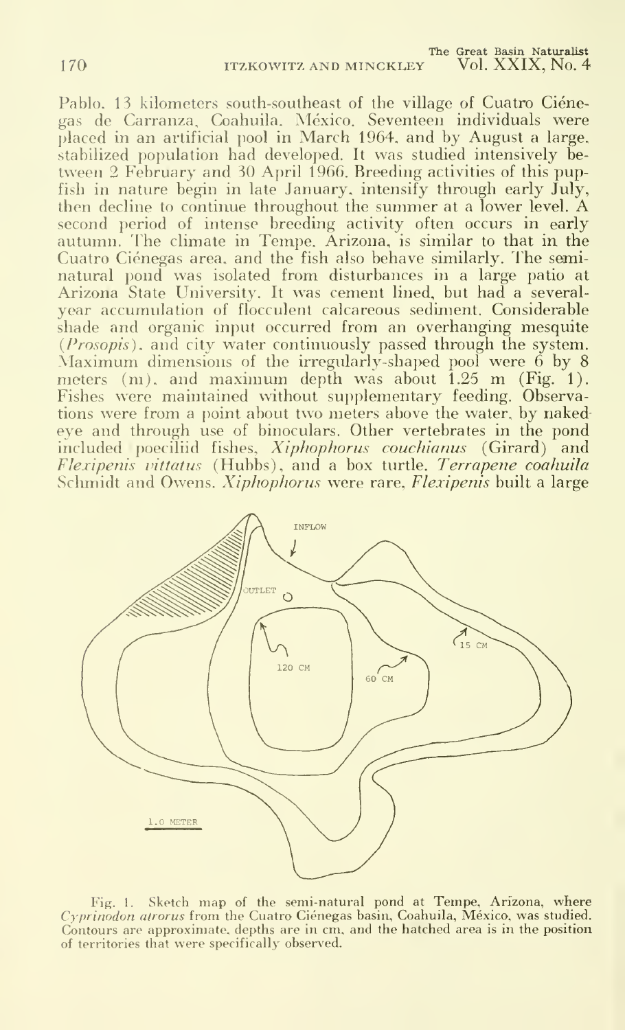Pablo, 13 kilometers south-southeast of the village of Cuatro Ciénegas de Carranza, Coahuila, México. Seventeen individuals were placed in an artificial pool in March 1964, and by August a large, stabilized population had developed. It was studied intensively between 2 February and 30 April 1966. Breeding activities of this pupfish in nature begin in late January, intensify through early July, then decline to continue throughout the summer at a lower level. A second period of intense breeding activity often occurs in early autumn. The climate in Tempe, Arizona, is similar to that in the Cuatro Ciénegas area, and the fish also behave similarly. The semi-natural pond was isolated from disturbances in a large patio at Arizona State University. It was cement lined, but had a several-year accumulation of flocculent calcareous sediment. Considerable shade and organic input occurred from an overhanging mesquite (*Prosopis*), and city water continuously passed through the system. Maximum dimensions of the irregularly-shaped pool were 6 by 8 meters (m), and maximum depth was about 1.25 m (Fig. 1). Fishes were maintained without supplementary feeding. Observations were from a point about two meters above the water, by naked-eye and through use of binoculars. Other vertebrates in the pond included poeciliid fishes, *Xiphophorus couchianus* (Girard) and *Flexipenis vittatus* (Hubbs), and a box turtle, *Terrapene coahuila* Schmidt and Owens. *Xiphophorus* were rare, *Flexipenis* built a large

Fig. 1. Sketch map of the semi-natural pond at Tempe, Arizona, where *Cyprinodon atrorus* from the Cuatro Ciénegas basin, Coahuila, México, was studied. Contours are approximate, depths are in cm, and the hatched area is in the position of territories that were specifically observed.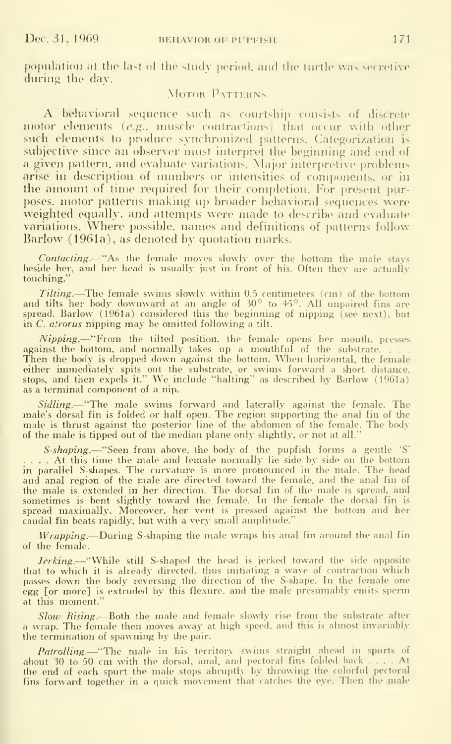population at the last of the study period, and the turtle was secretive during the day.

## Motor Patterns

A behavioral sequence such as courtship consists of discrete motor elements (*e.g.*, muscle contractions) that occur with other such elements to produce synchronized patterns. Categorization is subjective since an observer must interpret the beginning and end of a given pattern, and evaluate variations. Major interpretive problems arise in description of numbers or intensities of components, or in the amount of time required for their completion. For present purposes, motor patterns making up broader behavioral sequences were weighted equally, and attempts were made to describe and evaluate variations. Where possible, names and definitions of patterns follow Barlow (1961a), as denoted by quotation marks.

*Contacting.*—"As the female moves slowly over the bottom the male stays beside her, and her head is usually just in front of his. Often they are actually touching."

*Tilting.*—The female swims slowly within 0.5 centimeters (cm) of the bottom and tilts her body downward at an angle of 30° to 45°. All unpaired fins are spread. Barlow (1961a) considered this the beginning of nipping (see next), but in *C. atrorus* nipping may be omitted following a tilt.

*Nipping.*—"From the tilted position, the female opens her mouth, presses against the bottom, and normally takes up a mouthful of the substrate. . . . Then the body is dropped down against the bottom. When horizontal, the female either immediately spits out the substrate, or swims forward a short distance, stops, and then expels it." We include "halting" as described by Barlow (1961a) as a terminal component of a nip.

*Sidling.*—"The male swims forward and laterally against the female. The male's dorsal fin is folded or half open. The region supporting the anal fin of the male is thrust against the posterior line of the abdomen of the female. The body of the male is tipped out of the median plane only slightly, or not at all."

*S-shaping.*—"Seen from above, the body of the pupfish forms a gentle 'S' . . . . At this time the male and female normally lie side by side on the bottom in parallel S-shapes. The curvature is more pronounced in the male. The head and anal region of the male are directed toward the female, and the anal fin of the male is extended in her direction. The dorsal fin of the male is spread, and sometimes is bent slightly toward the female. In the female the dorsal fin is spread maximally. Moreover, her vent is pressed against the bottom and her caudal fin beats rapidly, but with a very small amplitude."

*Wrapping.*—During S-shaping the male wraps his anal fin around the anal fin of the female.

*Jerking.*—"While still S-shaped the head is jerked toward the side opposite that to which it is already directed, thus initiating a wave of contraction which passes down the body reversing the direction of the S-shape. In the female one egg [or more] is extruded by this flexure, and the male presumably emits sperm at this moment."

*Slow Rising.*—Both the male and female slowly rise from the substrate after a wrap. The female then moves away at high speed, and this is almost invariably the termination of spawning by the pair.

*Patrolling.*—"The male in his territory swims straight ahead in spurts of about 30 to 50 cm with the dorsal, anal, and pectoral fins folded back . . . . At the end of each spurt the male stops abruptly by throwing the colorful pectoral fins forward together in a quick movement that catches the eye. Then the male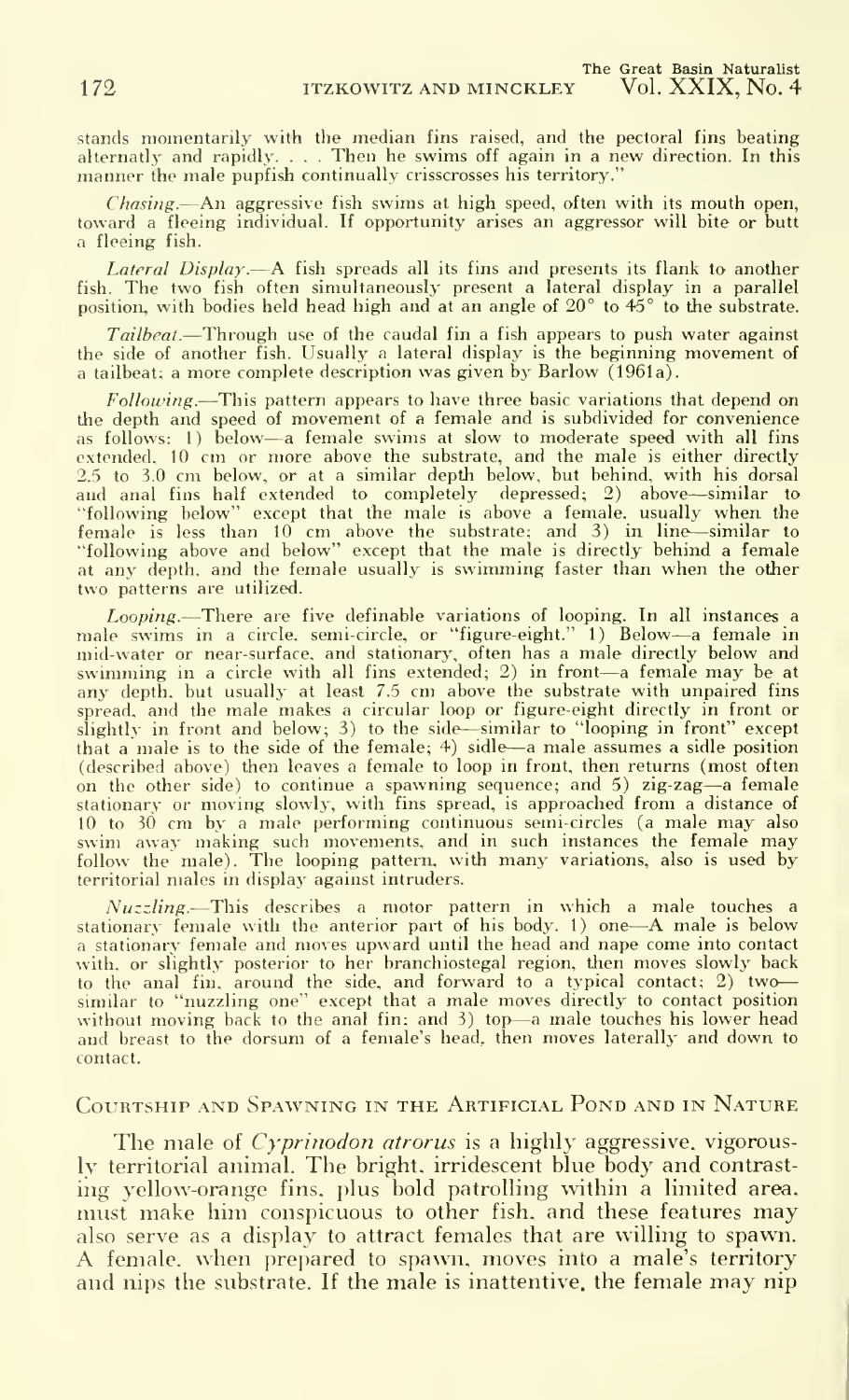stands momentarily with the median fins raised, and the pectoral fins beating alternatly and rapidly. . . . Then he swims off again in a new direction. In this manner the male pupfish continually crisscrosses his territory."

*Chasing*.—An aggressive fish swims at high speed, often with its mouth open, toward a fleeing individual. If opportunity arises an aggressor will bite or butt a fleeing fish.

*Lateral Display*.—A fish spreads all its fins and presents its flank to another fish. The two fish often simultaneously present a lateral display in a parallel position, with bodies held head high and at an angle of 20° to 45° to the substrate.

*Tailbeat*.—Through use of the caudal fin a fish appears to push water against the side of another fish. Usually a lateral display is the beginning movement of a tailbeat; a more complete description was given by Barlow (1961a).

*Following*.—This pattern appears to have three basic variations that depend on the depth and speed of movement of a female and is subdivided for convenience as follows: 1) below—a female swims at slow to moderate speed with all fins extended, 10 cm or more above the substrate, and the male is either directly 2.5 to 3.0 cm below, or at a similar depth below, but behind, with his dorsal and anal fins half extended to completely depressed; 2) above—similar to "following below" except that the male is above a female, usually when the female is less than 10 cm above the substrate; and 3) in line—similar to "following above and below" except that the male is directly behind a female at any depth, and the female usually is swimming faster than when the other two patterns are utilized.

*Looping*.—There are five definable variations of looping. In all instances a male swims in a circle, semi-circle, or "figure-eight." 1) Below—a female in mid-water or near-surface, and stationary, often has a male directly below and swimming in a circle with all fins extended; 2) in front—a female may be at any depth, but usually at least 7.5 cm above the substrate with unpaired fins spread, and the male makes a circular loop or figure-eight directly in front or slightly in front and below; 3) to the side—similar to "looping in front" except that a male is to the side of the female; 4) sidle—a male assumes a sidle position (described above) then leaves a female to loop in front, then returns (most often on the other side) to continue a spawning sequence; and 5) zig-zag—a female stationary or moving slowly, with fins spread, is approached from a distance of 10 to 30 cm by a male performing continuous semi-circles (a male may also swim away making such movements, and in such instances the female may follow the male). The looping pattern, with many variations, also is used by territorial males in display against intruders.

*Nuzzling*.—This describes a motor pattern in which a male touches a stationary female with the anterior part of his body. 1) one—A male is below a stationary female and moves upward until the head and nape come into contact with, or slightly posterior to her branchiostegal region, then moves slowly back to the anal fin, around the side, and forward to a typical contact; 2) two—similar to "nuzzling one" except that a male moves directly to contact position without moving back to the anal fin; and 3) top—a male touches his lower head and breast to the dorsum of a female's head, then moves laterally and down to contact.

## Courtship and Spawning in the Artificial Pond and in Nature

The male of *Cyprinodon atrorus* is a highly aggressive, vigorously territorial animal. The bright, irridescent blue body and contrasting yellow-orange fins, plus bold patrolling within a limited area, must make him conspicuous to other fish, and these features may also serve as a display to attract females that are willing to spawn. A female, when prepared to spawn, moves into a male's territory and nips the substrate. If the male is inattentive, the female may nip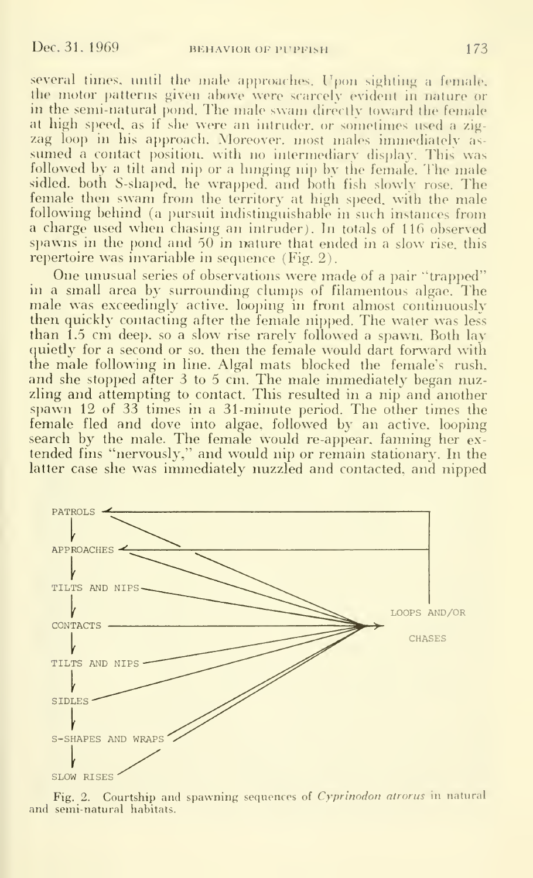several times, until the male approaches. Upon sighting a female, the motor patterns given above were scarcely evident in nature or in the semi-natural pond. The male swam directly toward the female at high speed, as if she were an intruder, or sometimes used a zig-zag loop in his approach. Moreover, most males immediately assumed a contact position, with no intermediary display. This was followed by a tilt and nip or a lunging nip by the female. The male sidled, both S-shaped, he wrapped, and both fish slowly rose. The female then swam from the territory at high speed, with the male following behind (a pursuit indistinguishable in such instances from a charge used when chasing an intruder). In totals of 116 observed spawns in the pond and 50 in nature that ended in a slow rise, this repertoire was invariable in sequence (Fig. 2).

One unusual series of observations were made of a pair "trapped" in a small area by surrounding clumps of filamentous algae. The male was exceedingly active, looping in front almost continuously then quickly contacting after the female nipped. The water was less than 1.5 cm deep, so a slow rise rarely followed a spawn. Both lay quietly for a second or so, then the female would dart forward with the male following in line. Algal mats blocked the female's rush, and she stopped after 3 to 5 cm. The male immediately began nuzzling and attempting to contact. This resulted in a nip and another spawn 12 of 33 times in a 31-minute period. The other times the female fled and dove into algae, followed by an active, looping search by the male. The female would re-appear, fanning her extended fins "nervously," and would nip or remain stationary. In the latter case she was immediately nuzzled and contacted, and nipped

Fig. 2. Courtship and spawning sequences of *Cyprinodon atrorus* in natural and semi-natural habitats.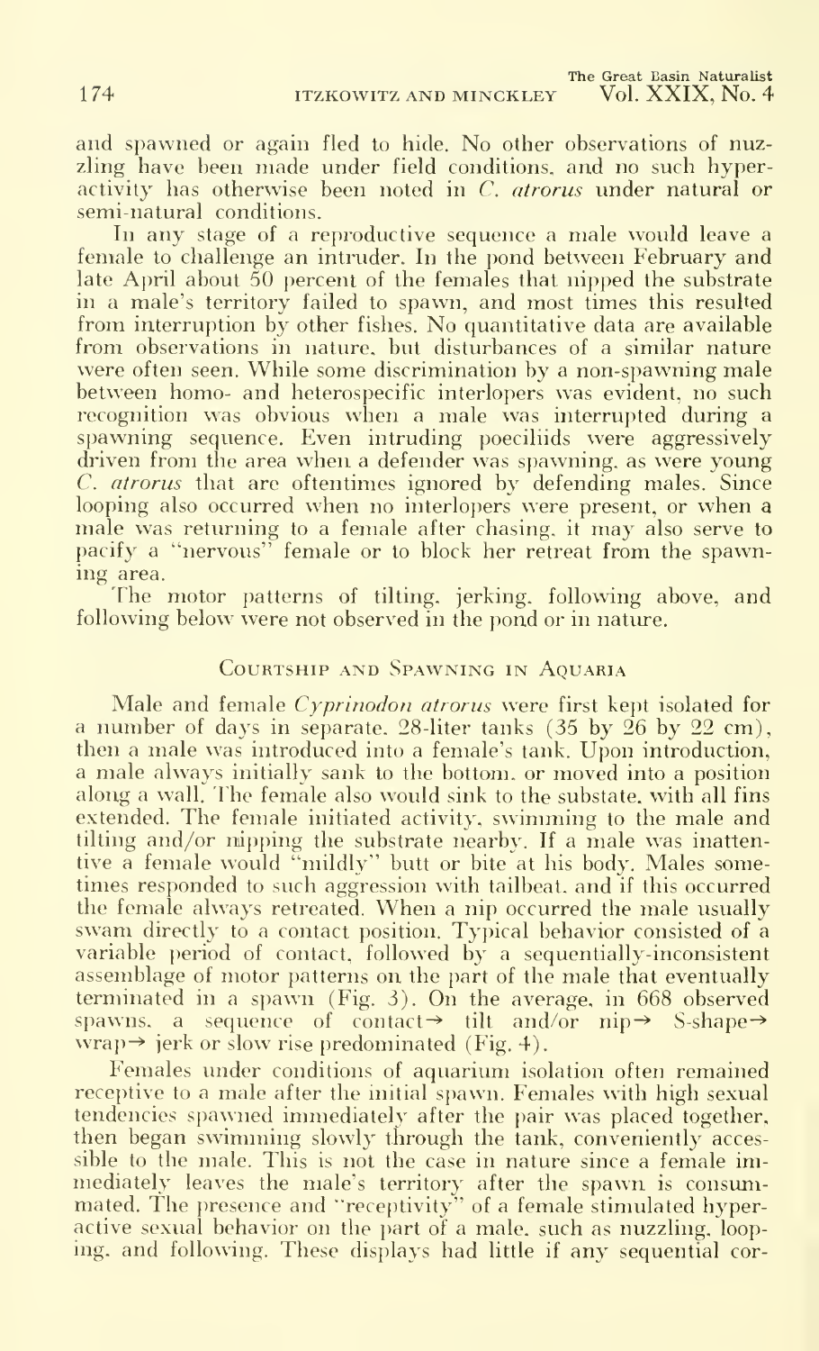and spawned or again fled to hide. No other observations of nuzzling have been made under field conditions, and no such hyperactivity has otherwise been noted in *C. atrorus* under natural or semi-natural conditions.

In any stage of a reproductive sequence a male would leave a female to challenge an intruder. In the pond between February and late April about 50 percent of the females that nipped the substrate in a male's territory failed to spawn, and most times this resulted from interruption by other fishes. No quantitative data are available from observations in nature, but disturbances of a similar nature were often seen. While some discrimination by a non-spawning male between homo- and heterospecific interlopers was evident, no such recognition was obvious when a male was interrupted during a spawning sequence. Even intruding poeciliids were aggressively driven from the area when a defender was spawning, as were young *C. atrorus* that are oftentimes ignored by defending males. Since looping also occurred when no interlopers were present, or when a male was returning to a female after chasing, it may also serve to pacify a "nervous" female or to block her retreat from the spawning area.

The motor patterns of tilting, jerking, following above, and following below were not observed in the pond or in nature.

## Courtship and Spawning in Aquaria

Male and female *Cyprinodon atrorus* were first kept isolated for a number of days in separate, 28-liter tanks (35 by 26 by 22 cm), then a male was introduced into a female's tank. Upon introduction, a male always initially sank to the bottom, or moved into a position along a wall. The female also would sink to the substate, with all fins extended. The female initiated activity, swimming to the male and tilting and/or nipping the substrate nearby. If a male was inattentive a female would "mildly" butt or bite at his body. Males sometimes responded to such aggression with tailbeat, and if this occurred the female always retreated. When a nip occurred the male usually swam directly to a contact position. Typical behavior consisted of a variable period of contact, followed by a sequentially-inconsistent assemblage of motor patterns on the part of the male that eventually terminated in a spawn (Fig. 3). On the average, in 668 observed spawns, a sequence of contact→ tilt and/or nip→ S-shape→ wrap→ jerk or slow rise predominated (Fig. 4).

Females under conditions of aquarium isolation often remained receptive to a male after the initial spawn. Females with high sexual tendencies spawned immediately after the pair was placed together, then began swimming slowly through the tank, conveniently accessible to the male. This is not the case in nature since a female immediately leaves the male's territory after the spawn is consummated. The presence and "receptivity" of a female stimulated hyperactive sexual behavior on the part of a male, such as nuzzling, looping, and following. These displays had little if any sequential cor-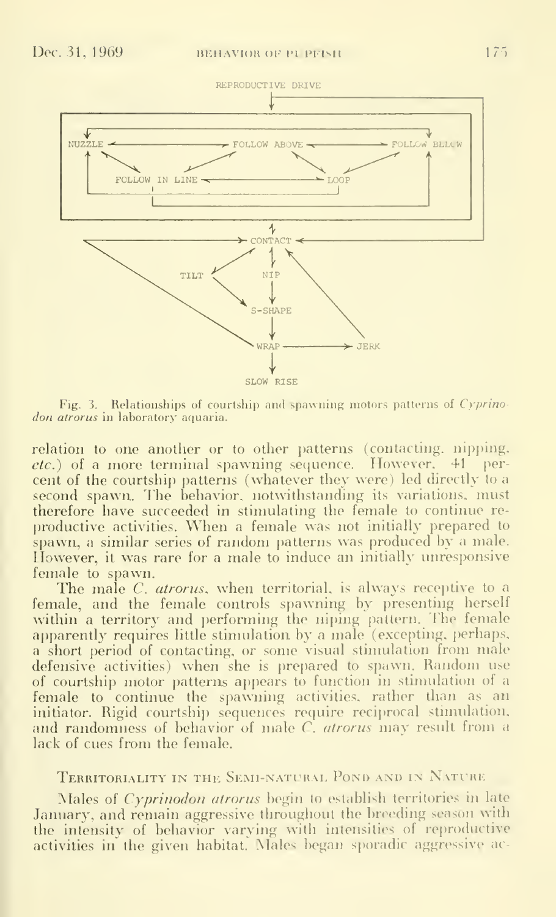REPRODUCTIVE DRIVE

NUZZLE — FOLLOW ABOVE — FOLLOW BELOW

FOLLOW IN LINE — LOOP

CONTACT

TILT — NIP

S-SHAPE

WRAP — JERK

SLOW RISE

Fig. 3. Relationships of courtship and spawning motors patterns of *Cyprinodon atrorus* in laboratory aquaria.

relation to one another or to other patterns (contacting, nipping, *etc.*) of a more terminal spawning sequence. However, 41 percent of the courtship patterns (whatever they were) led directly to a second spawn. The behavior, notwithstanding its variations, must therefore have succeeded in stimulating the female to continue reproductive activities. When a female was not initially prepared to spawn, a similar series of random patterns was produced by a male. However, it was rare for a male to induce an initially unresponsive female to spawn.

The male *C. atrorus*, when territorial, is always receptive to a female, and the female controls spawning by presenting herself within a territory and performing the niping pattern. The female apparently requires little stimulation by a male (excepting, perhaps, a short period of contacting, or some visual stimulation from male defensive activities) when she is prepared to spawn. Random use of courtship motor patterns appears to function in stimulation of a female to continue the spawning activities, rather than as an initiator. Rigid courtship sequences require reciprocal stimulation, and randomness of behavior of male *C. atrorus* may result from a lack of cues from the female.

## Territoriality in the Semi-natural Pond and in Nature

Males of *Cyprinodon atrorus* begin to establish territories in late January, and remain aggressive throughout the breeding season with the intensity of behavior varying with intensities of reproductive activities in the given habitat. Males began sporadic aggressive ac-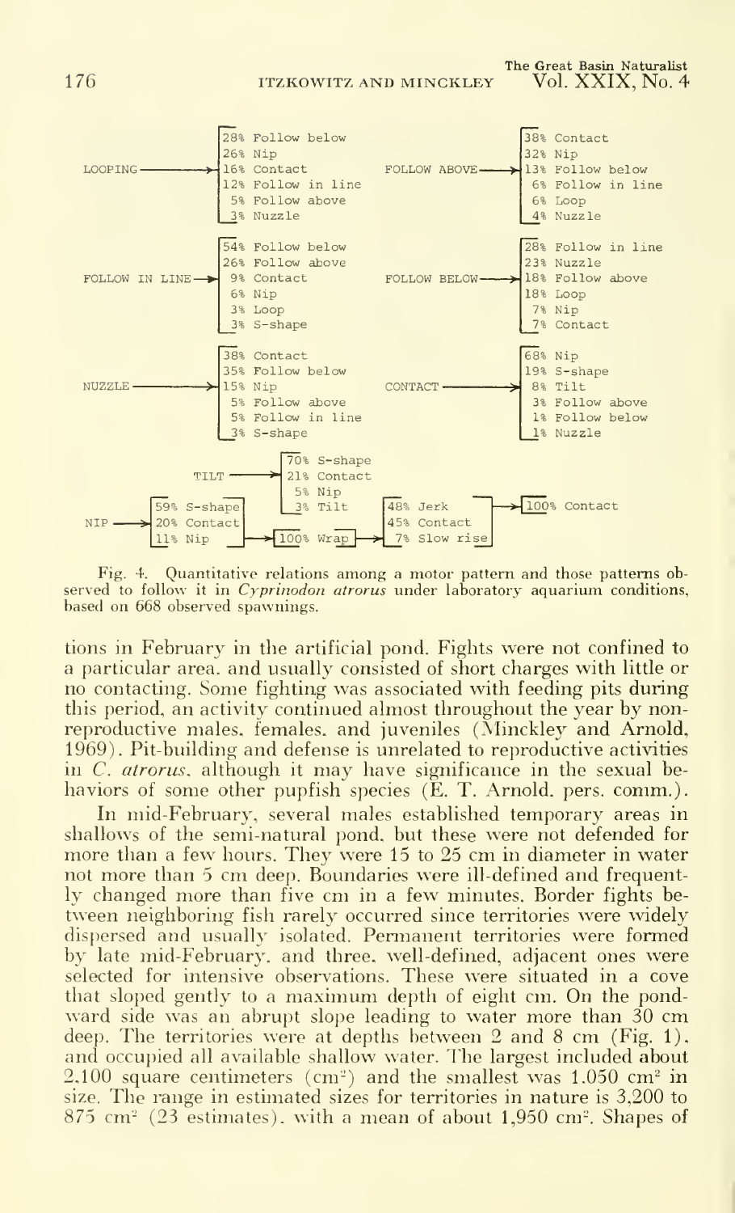```
                 28% Follow below                              38% Contact
                 26% Nip                                       32% Nip
LOOPING -------> 16% Contact           FOLLOW ABOVE ---------> 13% Follow below
                 12% Follow in line                            6% Follow in line
                 5% Follow above                               6% Loop
                 3% Nuzzle                                     4% Nuzzle

                 54% Follow below                              28% Follow in line
                 26% Follow above                              23% Nuzzle
FOLLOW IN LINE -> 9% Contact           FOLLOW BELOW ---------> 18% Follow above
                 6% Nip                                        18% Loop
                 3% Loop                                       7% Nip
                 3% S-shape                                    7% Contact

                 38% Contact                                   68% Nip
                 35% Follow below                              19% S-shape
NUZZLE --------> 15% Nip               CONTACT --------------> 8% Tilt
                 5% Follow above                               3% Follow above
                 5% Follow in line                             1% Follow below
                 3% S-shape                                    1% Nuzzle

                      70% S-shape
           TILT ----> 21% Contact
                      5% Nip
        59% S-shape   3% Tilt        48% Jerk
NIP --> 20% Contact                  45% Contact    ----> 100% Contact
        11% Nip  ---> 100% Wrap ---> 7% Slow rise
```

Fig. 4. Quantitative relations among a motor pattern and those patterns observed to follow it in *Cyprinodon atrorus* under laboratory aquarium conditions, based on 668 observed spawnings.

tions in February in the artificial pond. Fights were not confined to a particular area, and usually consisted of short charges with little or no contacting. Some fighting was associated with feeding pits during this period, an activity continued almost throughout the year by nonreproductive males, females, and juveniles (Minckley and Arnold, 1969). Pit-building and defense is unrelated to reproductive activities in *C. atrorus*, although it may have significance in the sexual behaviors of some other pupfish species (E. T. Arnold, pers. comm.).

In mid-February, several males established temporary areas in shallows of the semi-natural pond, but these were not defended for more than a few hours. They were 15 to 25 cm in diameter in water not more than 5 cm deep. Boundaries were ill-defined and frequently changed more than five cm in a few minutes. Border fights between neighboring fish rarely occurred since territories were widely dispersed and usually isolated. Permanent territories were formed by late mid-February, and three, well-defined, adjacent ones were selected for intensive observations. These were situated in a cove that sloped gently to a maximum depth of eight cm. On the pondward side was an abrupt slope leading to water more than 30 cm deep. The territories were at depths between 2 and 8 cm (Fig. 1), and occupied all available shallow water. The largest included about 2,100 square centimeters ($cm^2$) and the smallest was 1,050 $cm^2$ in size. The range in estimated sizes for territories in nature is 3,200 to 875 $cm^2$ (23 estimates), with a mean of about 1,950 $cm^2$. Shapes of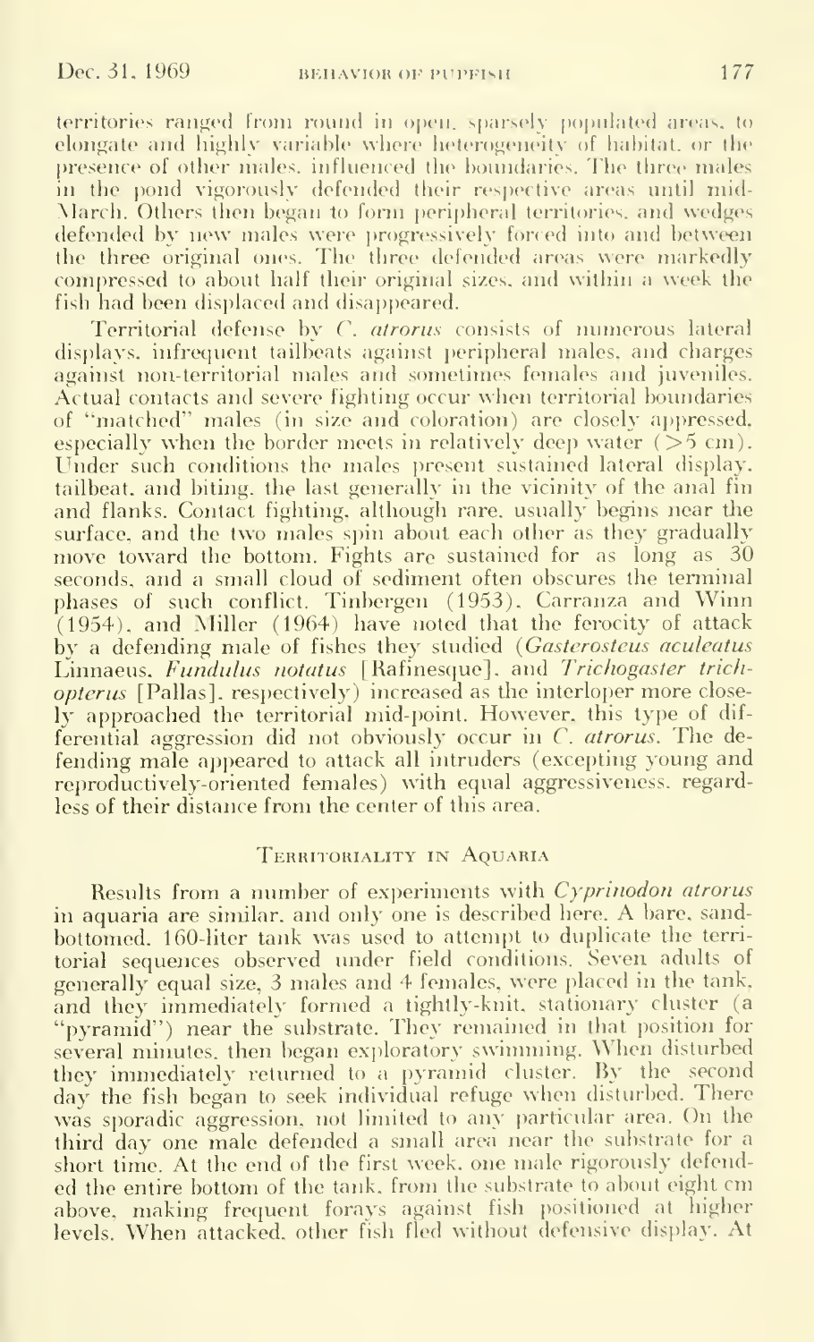territories ranged from round in open, sparsely populated areas, to elongate and highly variable where heterogeneity of habitat, or the presence of other males, influenced the boundaries. The three males in the pond vigorously defended their respective areas until mid-March. Others then began to form peripheral territories, and wedges defended by new males were progressively forced into and between the three original ones. The three defended areas were markedly compressed to about half their original sizes, and within a week the fish had been displaced and disappeared.

Territorial defense by *C. atrorus* consists of numerous lateral displays, infrequent tailbeats against peripheral males, and charges against non-territorial males and sometimes females and juveniles. Actual contacts and severe fighting occur when territorial boundaries of "matched" males (in size and coloration) are closely appressed, especially when the border meets in relatively deep water (>5 cm). Under such conditions the males present sustained lateral display, tailbeat, and biting, the last generally in the vicinity of the anal fin and flanks. Contact fighting, although rare, usually begins near the surface, and the two males spin about each other as they gradually move toward the bottom. Fights are sustained for as long as 30 seconds, and a small cloud of sediment often obscures the terminal phases of such conflict. Tinbergen (1953), Carranza and Winn (1954), and Miller (1964) have noted that the ferocity of attack by a defending male of fishes they studied (*Gasterosteus aculeatus* Linnaeus, *Fundulus notatus* [Rafinesque], and *Trichogaster trichopterus* [Pallas], respectively) increased as the interloper more closely approached the territorial mid-point. However, this type of differential aggression did not obviously occur in *C. atrorus*. The defending male appeared to attack all intruders (excepting young and reproductively-oriented females) with equal aggressiveness, regardless of their distance from the center of this area.

## Territoriality in Aquaria

Results from a number of experiments with *Cyprinodon atrorus* in aquaria are similar, and only one is described here. A bare, sand-bottomed, 160-liter tank was used to attempt to duplicate the territorial sequences observed under field conditions. Seven adults of generally equal size, 3 males and 4 females, were placed in the tank, and they immediately formed a tightly-knit, stationary cluster (a "pyramid") near the substrate. They remained in that position for several minutes, then began exploratory swimming. When disturbed they immediately returned to a pyramid cluster. By the second day the fish began to seek individual refuge when disturbed. There was sporadic aggression, not limited to any particular area. On the third day one male defended a small area near the substrate for a short time. At the end of the first week, one male rigorously defended the entire bottom of the tank, from the substrate to about eight cm above, making frequent forays against fish positioned at higher levels. When attacked, other fish fled without defensive display. At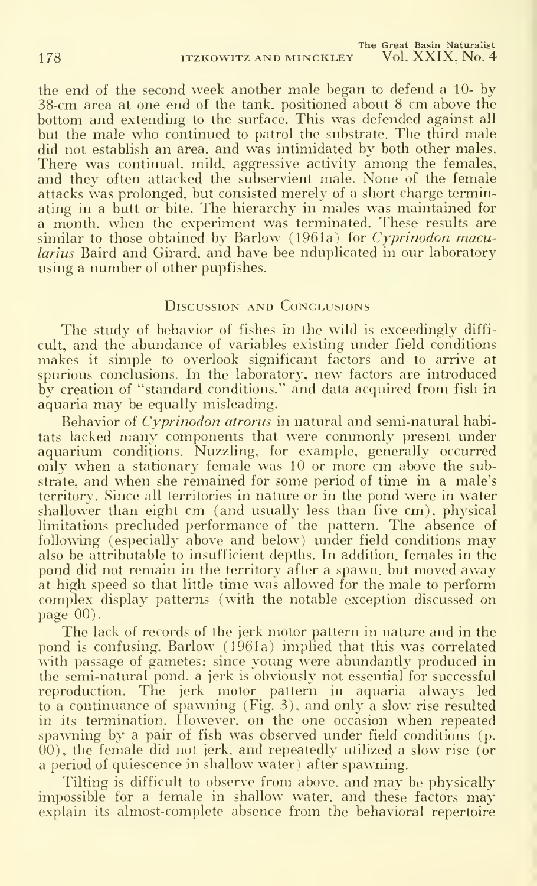the end of the second week another male began to defend a 10- by 38-cm area at one end of the tank, positioned about 8 cm above the bottom and extending to the surface. This was defended against all but the male who continued to patrol the substrate. The third male did not establish an area, and was intimidated by both other males. There was continual, mild, aggressive activity among the females, and they often attacked the subservient male. None of the female attacks was prolonged, but consisted merely of a short charge terminating in a butt or bite. The hierarchy in males was maintained for a month, when the experiment was terminated. These results are similar to those obtained by Barlow (1961a) for *Cyprinodon macularius* Baird and Girard, and have bee nduplicated in our laboratory using a number of other pupfishes.

## Discussion and Conclusions

The study of behavior of fishes in the wild is exceedingly difficult, and the abundance of variables existing under field conditions makes it simple to overlook significant factors and to arrive at spurious conclusions. In the laboratory, new factors are introduced by creation of "standard conditions," and data acquired from fish in aquaria may be equally misleading.

Behavior of *Cyprinodon atrorus* in natural and semi-natural habitats lacked many components that were commonly present under aquarium conditions. Nuzzling, for example, generally occurred only when a stationary female was 10 or more cm above the substrate, and when she remained for some period of time in a male's territory. Since all territories in nature or in the pond were in water shallower than eight cm (and usually less than five cm), physical limitations precluded performance of the pattern. The absence of following (especially above and below) under field conditions may also be attributable to insufficient depths. In addition, females in the pond did not remain in the territory after a spawn, but moved away at high speed so that little time was allowed for the male to perform complex display patterns (with the notable exception discussed on page 00).

The lack of records of the jerk motor pattern in nature and in the pond is confusing. Barlow (1961a) implied that this was correlated with passage of gametes; since young were abundantly produced in the semi-natural pond, a jerk is obviously not essential for successful reproduction. The jerk motor pattern in aquaria always led to a continuance of spawning (Fig. 3), and only a slow rise resulted in its termination. However, on the one occasion when repeated spawning by a pair of fish was observed under field conditions (p. 00), the female did not jerk, and repeatedly utilized a slow rise (or a period of quiescence in shallow water) after spawning.

Tilting is difficult to observe from above, and may be physically impossible for a female in shallow water, and these factors may explain its almost-complete absence from the behavioral repertoire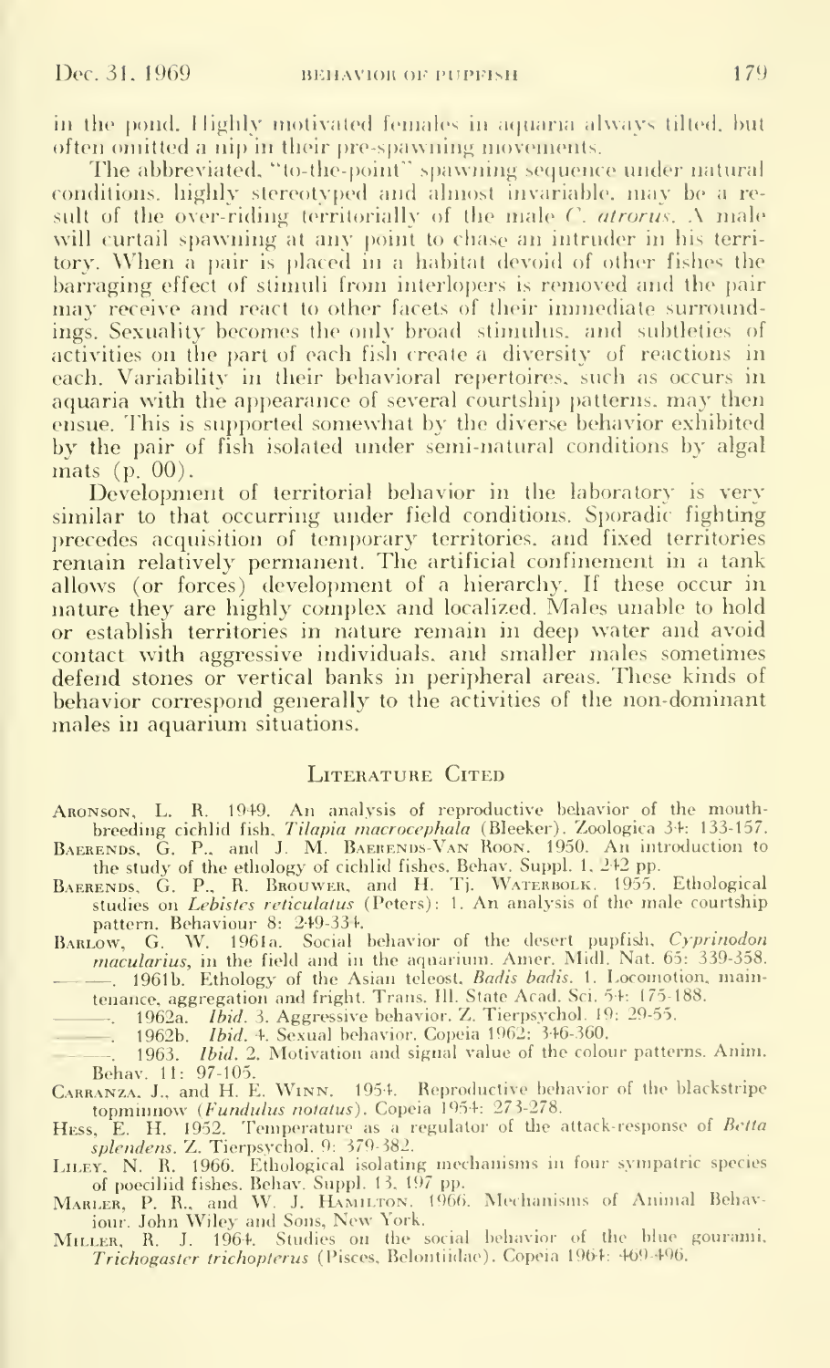in the pond. Highly motivated females in aquaria always tilted, but often omitted a nip in their pre-spawning movements.

The abbreviated, "to-the-point" spawning sequence under natural conditions, highly stereotyped and almost invariable, may be a result of the over-riding territorially of the male *C. atrorus*. A male will curtail spawning at any point to chase an intruder in his territory. When a pair is placed in a habitat devoid of other fishes the barraging effect of stimuli from interlopers is removed and the pair may receive and react to other facets of their immediate surroundings. Sexuality becomes the only broad stimulus, and subtleties of activities on the part of each fish create a diversity of reactions in each. Variability in their behavioral repertoires, such as occurs in aquaria with the appearance of several courtship patterns, may then ensue. This is supported somewhat by the diverse behavior exhibited by the pair of fish isolated under semi-natural conditions by algal mats (p. 00).

Development of territorial behavior in the laboratory is very similar to that occurring under field conditions. Sporadic fighting precedes acquisition of temporary territories, and fixed territories remain relatively permanent. The artificial confinement in a tank allows (or forces) development of a hierarchy. If these occur in nature they are highly complex and localized. Males unable to hold or establish territories in nature remain in deep water and avoid contact with aggressive individuals, and smaller males sometimes defend stones or vertical banks in peripheral areas. These kinds of behavior correspond generally to the activities of the non-dominant males in aquarium situations.

## Literature Cited

Aronson, L. R. 1949. An analysis of reproductive behavior of the mouth-breeding cichlid fish, *Tilapia macrocephala* (Bleeker). Zoologica 34: 133-157.

Baerends, G. P., and J. M. Baerends-Van Roon. 1950. An introduction to the study of the ethology of cichlid fishes. Behav. Suppl. 1, 242 pp.

Baerends, G. P., R. Brouwer, and H. Tj. Waterbolk. 1955. Ethological studies on *Lebistes reticulatus* (Peters): 1. An analysis of the male courtship pattern. Behaviour 8: 249-334.

Barlow, G. W. 1961a. Social behavior of the desert pupfish, *Cyprinodon macularius*, in the field and in the aquarium. Amer. Midl. Nat. 65: 339-358.

———. 1961b. Ethology of the Asian teleost, *Badis badis*. 1. Locomotion, maintenance, aggregation and fright. Trans. Ill. State Acad. Sci. 54: 175-188.

———. 1962a. *Ibid.* 3. Aggressive behavior. Z. Tierpsychol. 19: 29-55.

———. 1962b. *Ibid.* 4. Sexual behavior. Copeia 1962: 346-360.

———. 1963. *Ibid.* 2. Motivation and signal value of the colour patterns. Anim. Behav. 11: 97-105.

Carranza, J., and H. E. Winn. 1954. Reproductive behavior of the blackstripe topminnow (*Fundulus notatus*). Copeia 1954: 273-278.

Hess, E. H. 1952. Temperature as a regulator of the attack-response of *Betta splendens*. Z. Tierpsychol. 9: 379-382.

Liley, N. R. 1966. Ethological isolating mechanisms in four sympatric species of poeciliid fishes. Behav. Suppl. 13, 197 pp.

Marler, P. R., and W. J. Hamilton. 1966. Mechanisms of Animal Behaviour. John Wiley and Sons, New York.

Miller, R. J. 1964. Studies on the social behavior of the blue gourami, *Trichogaster trichopterus* (Pisces, Belontiidae). Copeia 1964: 469-496.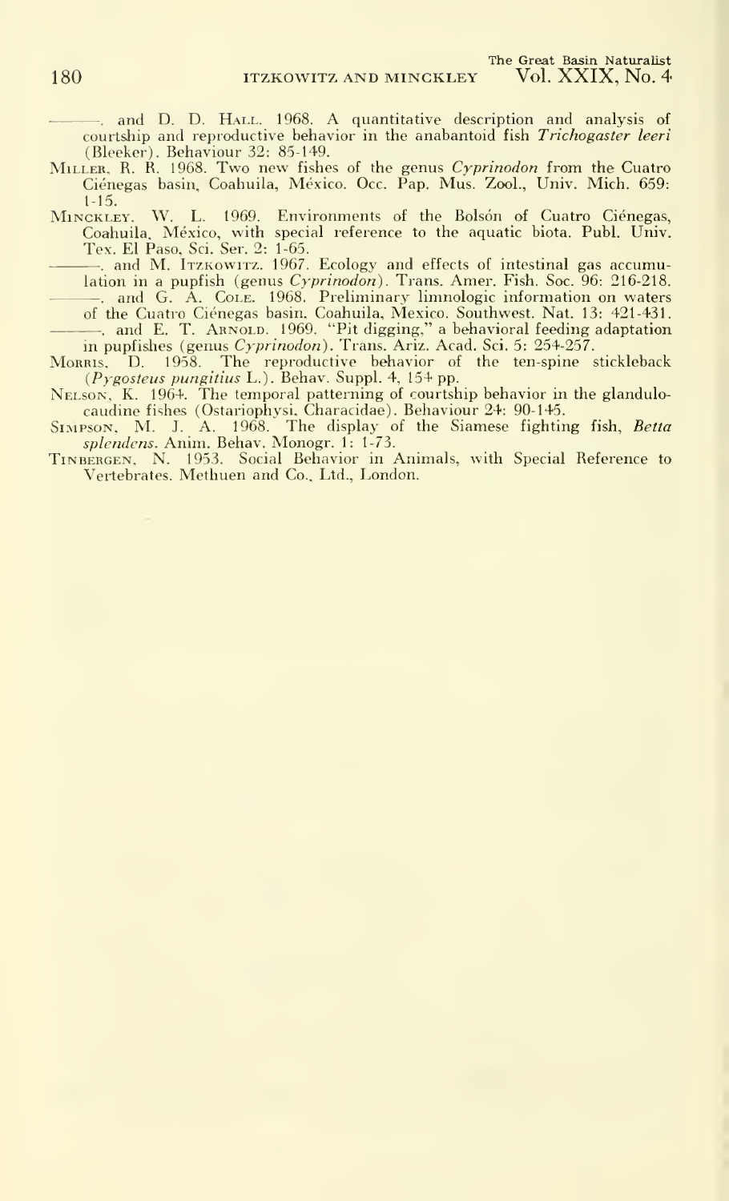———. and D. D. Hall. 1968. A quantitative description and analysis of courtship and reproductive behavior in the anabantoid fish *Trichogaster leeri* (Bleeker). Behaviour 32: 85-149.

Miller, R. R. 1968. Two new fishes of the genus *Cyprinodon* from the Cuatro Ciénegas basin, Coahuila, México. Occ. Pap. Mus. Zool., Univ. Mich. 659: 1-15.

Minckley, W. L. 1969. Environments of the Bolsón of Cuatro Ciénegas, Coahuila, México, with special reference to the aquatic biota. Publ. Univ. Tex. El Paso, Sci. Ser. 2: 1-65.

———. and M. Itzkowitz. 1967. Ecology and effects of intestinal gas accumulation in a pupfish (genus *Cyprinodon*). Trans. Amer. Fish. Soc. 96: 216-218.

———. and G. A. Cole. 1968. Preliminary limnologic information on waters of the Cuatro Ciénegas basin, Coahuila, Mexico. Southwest. Nat. 13: 421-431.

———. and E. T. Arnold. 1969. "Pit digging," a behavioral feeding adaptation in pupfishes (genus *Cyprinodon*). Trans. Ariz. Acad. Sci. 5: 254-257.

Morris, D. 1958. The reproductive behavior of the ten-spine stickleback (*Pygosteus pungitius* L.). Behav. Suppl. 4, 154 pp.

Nelson, K. 1964. The temporal patterning of courtship behavior in the glandulocaudine fishes (Ostariophysi, Characidae). Behaviour 24: 90-145.

Simpson, M. J. A. 1968. The display of the Siamese fighting fish, *Betta splendens*. Anim. Behav. Monogr. 1: 1-73.

Tinbergen, N. 1953. Social Behavior in Animals, with Special Reference to Vertebrates. Methuen and Co., Ltd., London.